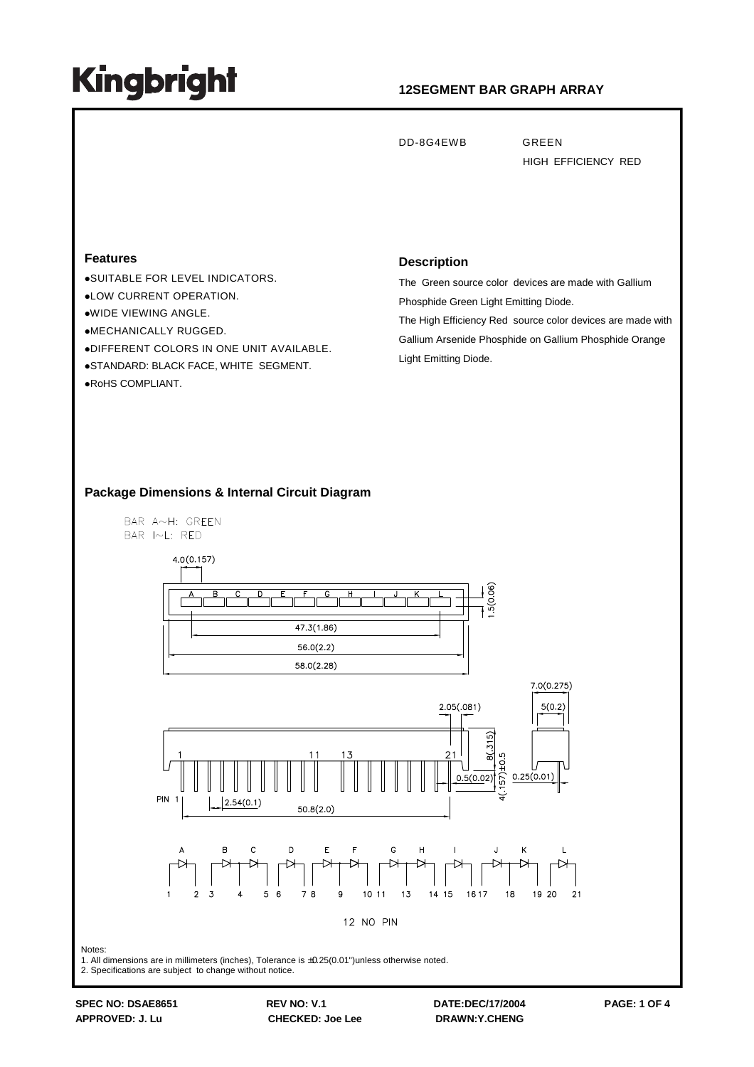# Kingbright

**12SEGMENT BAR GRAPH ARRAY**

DD-8G4EWB GREEN
HIGH EFFICIENCY RED

## Features

- SUITABLE FOR LEVEL INDICATORS.
- LOW CURRENT OPERATION.
- WIDE VIEWING ANGLE.
- MECHANICALLY RUGGED.
- DIFFERENT COLORS IN ONE UNIT AVAILABLE.
- STANDARD: BLACK FACE, WHITE SEGMENT.
- RoHS COMPLIANT.

## Description

The Green source color devices are made with Gallium Phosphide Green Light Emitting Diode.

The High Efficiency Red source color devices are made with Gallium Arsenide Phosphide on Gallium Phosphide Orange Light Emitting Diode.

## Package Dimensions & Internal Circuit Diagram

BAR A~H: GREEN
BAR I~L: RED

4.0(0.157)
A B C D E F G H I J K L
1.5(0.06)
47.3(1.86)
56.0(2.2)
58.0(2.28)

7.0(0.275)
2.05(.081)
5(0.2)
8(.315)
1 11 13 21
4(.157)±0.5
0.5(0.02)
0.25(0.01)
PIN 1
2.54(0.1)
50.8(2.0)

A B C D E F G H I J K L
1 2 3 4 5 6 7 8 9 10 11 13 14 15 16 17 18 19 20 21

12 NO PIN

Notes:
1. All dimensions are in millimeters (inches), Tolerance is ±0.25(0.01")unless otherwise noted.
2. Specifications are subject to change without notice.

**SPEC NO: DSAE8651** **REV NO: V.1** **DATE:DEC/17/2004**
**APPROVED: J. Lu** **CHECKED: Joe Lee** **DRAWN:Y.CHENG**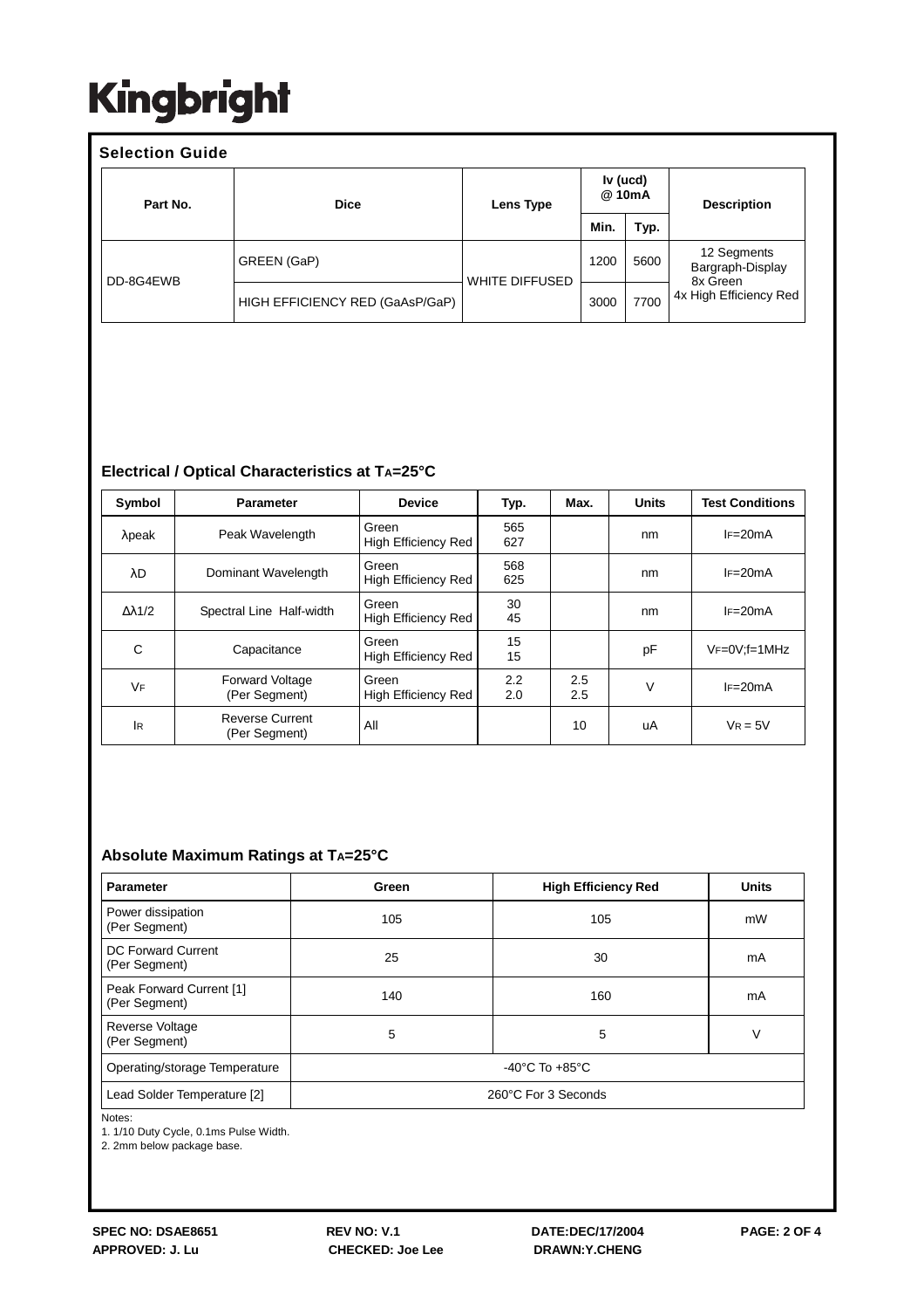# Kingbright

## Selection Guide

| Part No. | Dice | Lens Type | Iv (ucd) @ 10mA | | Description |
|---|---|---|---|---|---|
| | | | Min. | Typ. | |
| DD-8G4EWB | GREEN (GaP) | WHITE DIFFUSED | 1200 | 5600 | 12 Segments Bargraph-Display 8x Green 4x High Efficiency Red |
| | HIGH EFFICIENCY RED (GaAsP/GaP) | | 3000 | 7700 | |

## Electrical / Optical Characteristics at $T_A$=25°C

| Symbol | Parameter | Device | Typ. | Max. | Units | Test Conditions |
|---|---|---|---|---|---|---|
| λpeak | Peak Wavelength | Green<br>High Efficiency Red | 565<br>627 | | nm | $I_F$=20mA |
| λD | Dominant Wavelength | Green<br>High Efficiency Red | 568<br>625 | | nm | $I_F$=20mA |
| Δλ1/2 | Spectral Line Half-width | Green<br>High Efficiency Red | 30<br>45 | | nm | $I_F$=20mA |
| C | Capacitance | Green<br>High Efficiency Red | 15<br>15 | | pF | $V_F$=0V;f=1MHz |
| $V_F$ | Forward Voltage (Per Segment) | Green<br>High Efficiency Red | 2.2<br>2.0 | 2.5<br>2.5 | V | $I_F$=20mA |
| $I_R$ | Reverse Current (Per Segment) | All | | 10 | uA | $V_R$ = 5V |

## Absolute Maximum Ratings at $T_A$=25°C

| Parameter | Green | High Efficiency Red | Units |
|---|---|---|---|
| Power dissipation (Per Segment) | 105 | 105 | mW |
| DC Forward Current (Per Segment) | 25 | 30 | mA |
| Peak Forward Current [1] (Per Segment) | 140 | 160 | mA |
| Reverse Voltage (Per Segment) | 5 | 5 | V |
| Operating/storage Temperature | -40°C To +85°C | | |
| Lead Solder Temperature [2] | 260°C For 3 Seconds | | |

Notes:
1. 1/10 Duty Cycle, 0.1ms Pulse Width.
2. 2mm below package base.

SPEC NO: DSAE8651 REV NO: V.1 DATE:DEC/17/2004
APPROVED: J. Lu CHECKED: Joe Lee DRAWN:Y.CHENG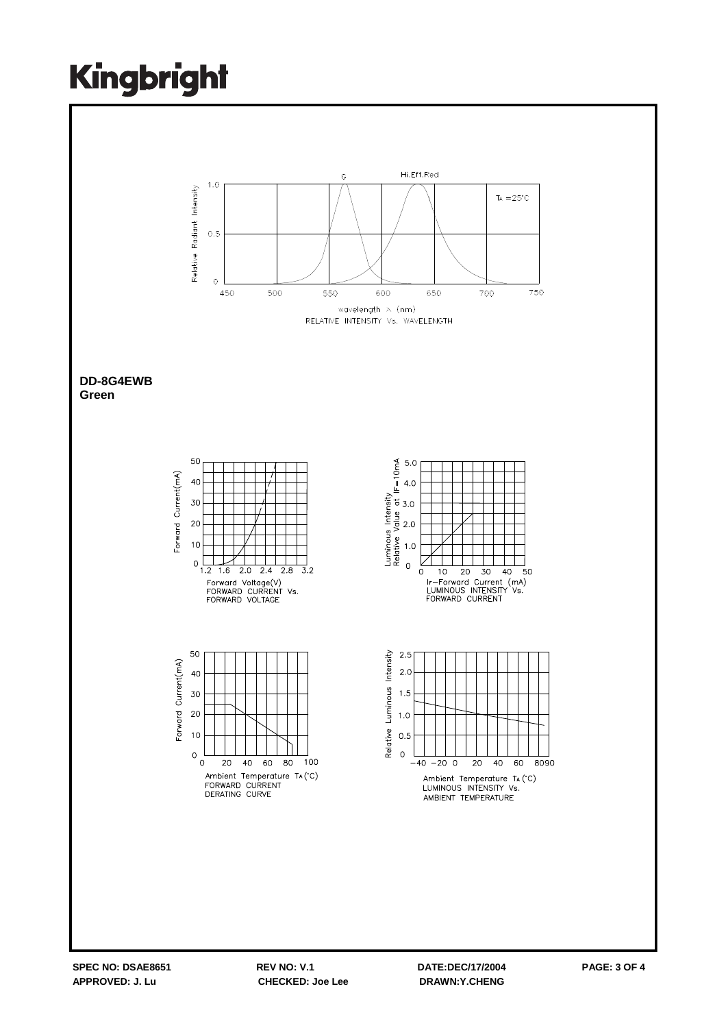RELATIVE INTENSITY Vs. WAVELENGTH

**DD-8G4EWB**
**Green**

FORWARD CURRENT Vs. FORWARD VOLTAGE

LUMINOUS INTENSITY Vs. FORWARD CURRENT

FORWARD CURRENT DERATING CURVE

LUMINOUS INTENSITY Vs. AMBIENT TEMPERATURE

SPEC NO: DSAE8651 | REV NO: V.1 | DATE:DEC/17/2004
APPROVED: J. Lu | CHECKED: Joe Lee | DRAWN:Y.CHENG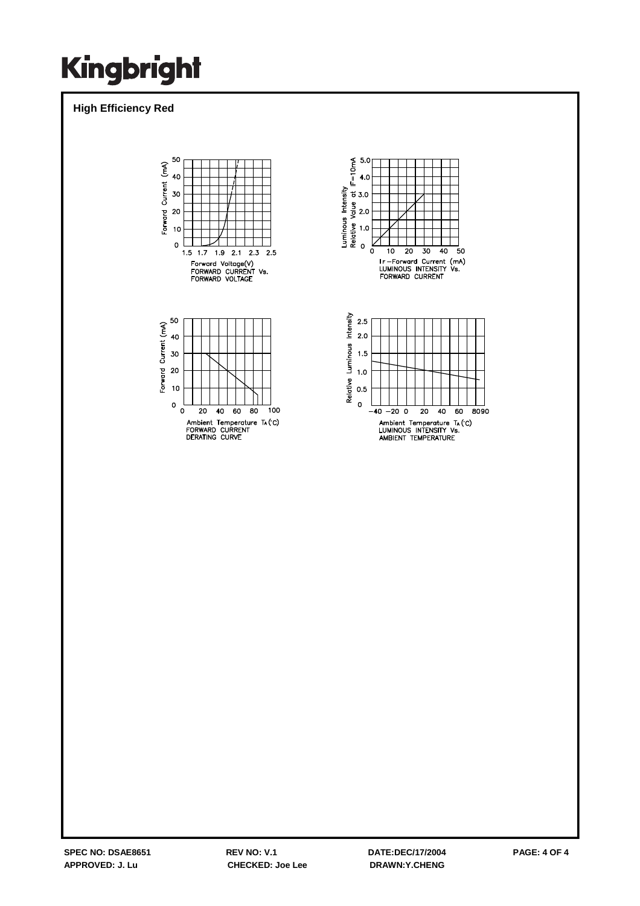# Kingbright

**High Efficiency Red**

Forward Current (mA)
50
40
30
20
10
0
1.5 1.7 1.9 2.1 2.3 2.5
Forward Voltage(V)
FORWARD CURRENT Vs.
FORWARD VOLTAGE

Luminous Intensity
Relative Value at IF=10mA
5.0
4.0
3.0
2.0
1.0
0
0 10 20 30 40 50
IF—Forward Current (mA)
LUMINOUS INTENSITY Vs.
FORWARD CURRENT

Forward Current (mA)
50
40
30
20
10
0
0 20 40 60 80 100
Ambient Temperature TA(°C)
FORWARD CURRENT
DERATING CURVE

Relative Luminous Intensity
2.5
2.0
1.5
1.0
0.5
0
−40 −20 0 20 40 60 8090
Ambient Temperature TA(°C)
LUMINOUS INTENSITY Vs.
AMBIENT TEMPERATURE

SPEC NO: DSAE8651 REV NO: V.1 DATE:DEC/17/2004
APPROVED: J. Lu CHECKED: Joe Lee DRAWN:Y.CHENG